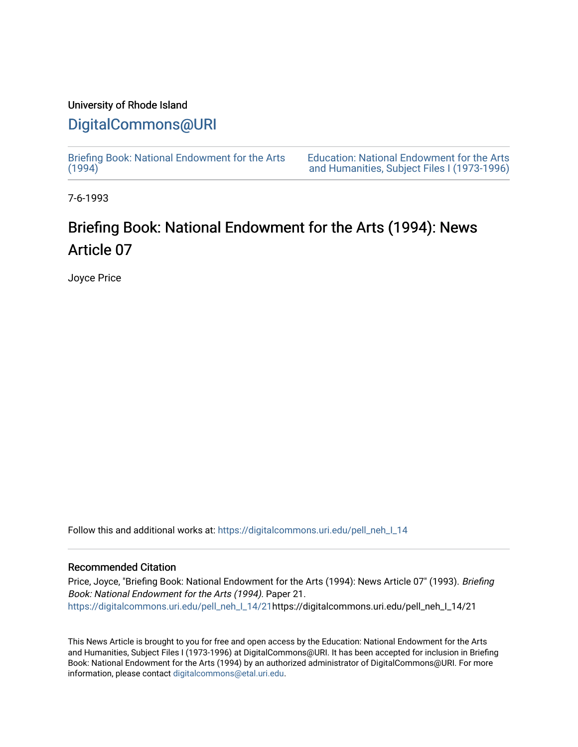University of Rhode Island

# DigitalCommons@URI

Briefing Book: National Endowment for the Arts (1994)

Education: National Endowment for the Arts and Humanities, Subject Files I (1973-1996)

7-6-1993

# Briefing Book: National Endowment for the Arts (1994): News Article 07

Joyce Price

Follow this and additional works at: https://digitalcommons.uri.edu/pell_neh_I_14

## Recommended Citation

Price, Joyce, "Briefing Book: National Endowment for the Arts (1994): News Article 07" (1993). *Briefing Book: National Endowment for the Arts (1994).* Paper 21.
https://digitalcommons.uri.edu/pell_neh_I_14/21https://digitalcommons.uri.edu/pell_neh_I_14/21

This News Article is brought to you for free and open access by the Education: National Endowment for the Arts and Humanities, Subject Files I (1973-1996) at DigitalCommons@URI. It has been accepted for inclusion in Briefing Book: National Endowment for the Arts (1994) by an authorized administrator of DigitalCommons@URI. For more information, please contact digitalcommons@etal.uri.edu.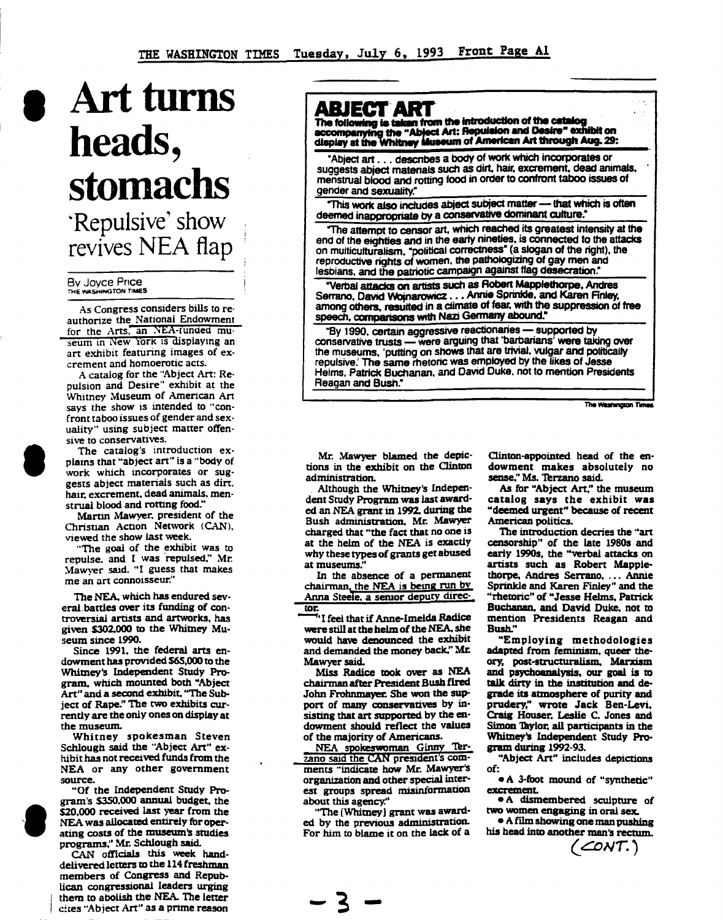THE WASHINGTON TIMES Tuesday, July 6, 1993 Front Page A1

# Art turns heads, stomachs

## 'Repulsive' show revives NEA flap

By Joyce Price
THE WASHINGTON TIMES

As Congress considers bills to reauthorize the National Endowment for the Arts, an NEA-funded museum in New York is displaying an art exhibit featuring images of excrement and homoerotic acts.

A catalog for the "Abject Art: Repulsion and Desire" exhibit at the Whitney Museum of American Art says the show is intended to "confront taboo issues of gender and sexuality" using subject matter offensive to conservatives.

The catalog's introduction explains that "abject art" is a "body of work which incorporates or suggests abject materials such as dirt, hair, excrement, dead animals, menstrual blood and rotting food."

Martin Mawyer, president of the Christian Action Network (CAN), viewed the show last week.

"The goal of the exhibit was to repulse, and I was repulsed," Mr. Mawyer said. "I guess that makes me an art connoisseur."

The NEA, which has endured several battles over its funding of controversial artists and artworks, has given $302,000 to the Whitney Museum since 1990.

Since 1991, the federal arts endowment has provided $65,000 to the Whitney's Independent Study Program, which mounted both "Abject Art" and a second exhibit, "The Subject of Rape." The two exhibits currently are the only ones on display at the museum.

Whitney spokesman Steven Schlough said the "Abject Art" exhibit has not received funds from the NEA or any other government source.

"Of the Independent Study Program's $350,000 annual budget, the $20,000 received last year from the NEA was allocated entirely for operating costs of the museum's studies programs," Mr. Schlough said.

CAN officials this week hand-delivered letters to the 114 freshman members of Congress and Republican congressional leaders urging them to abolish the NEA. The letter cites "Abject Art" as a prime reason

**ABJECT ART**

**The following is taken from the introduction of the catalog accompanying the "Abject Art: Repulsion and Desire" exhibit on display at the Whitney Museum of American Art through Aug. 29:**

"Abject art . . . describes a body of work which incorporates or suggests abject materials such as dirt, hair, excrement, dead animals, menstrual blood and rotting food in order to confront taboo issues of gender and sexuality."

"This work also includes abject subject matter — that which is often deemed inappropriate by a conservative dominant culture."

"The attempt to censor art, which reached its greatest intensity at the end of the eighties and in the early nineties, is connected to the attacks on multiculturalism, "political correctness" (a slogan of the right), the reproductive rights of women, the pathologizing of gay men and lesbians, and the patriotic campaign against flag desecration."

"Verbal attacks on artists such as Robert Mapplethorpe, Andres Serrano, David Wojnarowicz . . . Annie Sprinkle, and Karen Finley, among others, resulted in a climate of fear, with the suppression of free speech, comparisons with Nazi Germany abound."

"By 1990, certain aggressive reactionaries — supported by conservative trusts — were arguing that 'barbarians' were taking over the museums, 'putting on shows that are trivial, vulgar and politically repulsive.' The same rhetoric was employed by the likes of Jesse Helms, Patrick Buchanan, and David Duke, not to mention Presidents Reagan and Bush."

The Washington Times

Mr. Mawyer blamed the depictions in the exhibit on the Clinton administration.

Although the Whitney's Independent Study Program was last awarded an NEA grant in 1992, during the Bush administration, Mr. Mawyer charged that "the fact that no one is at the helm of the NEA is exactly why these types of grants get abused at museums."

In the absence of a permanent chairman, the NEA is being run by Anna Steele, a senior deputy director.

"I feel that if Anne-Imelda Radice were still at the helm of the NEA, she would have denounced the exhibit and demanded the money back," Mr. Mawyer said.

Miss Radice took over as NEA chairman after President Bush fired John Frohnmayer. She won the support of many conservatives by insisting that art supported by the endowment should reflect the values of the majority of Americans.

NEA spokeswoman Ginny Terzano said the CAN president's comments "indicate how Mr. Mawyer's organization and other special interest groups spread misinformation about this agency."

"The [Whitney] grant was awarded by the previous administration. For him to blame it on the lack of a Clinton-appointed head of the endowment makes absolutely no sense," Ms. Terzano said.

As for "Abject Art," the museum catalog says the exhibit was "deemed urgent" because of recent American politics.

The introduction decries the "art censorship" of the late 1980s and early 1990s, the "verbal attacks on artists such as Robert Mapplethorpe, Andres Serrano, . . . Annie Sprinkle and Karen Finley" and the "rhetoric" of "Jesse Helms, Patrick Buchanan, and David Duke, not to mention Presidents Reagan and Bush."

"Employing methodologies adapted from feminism, queer theory, post-structuralism, Marxism and psychoanalysis, our goal is to talk dirty in the institution and degrade its atmosphere of purity and prudery," wrote Jack Ben-Levi, Craig Houser, Leslie C. Jones and Simon Taylor, all participants in the Whitney's Independent Study Program during 1992-93.

"Abject Art" includes depictions of:

- A 3-foot mound of "synthetic" excrement.
- A dismembered sculpture of two women engaging in oral sex.
- A film showing one man pushing his head into another man's rectum.

(CONT.)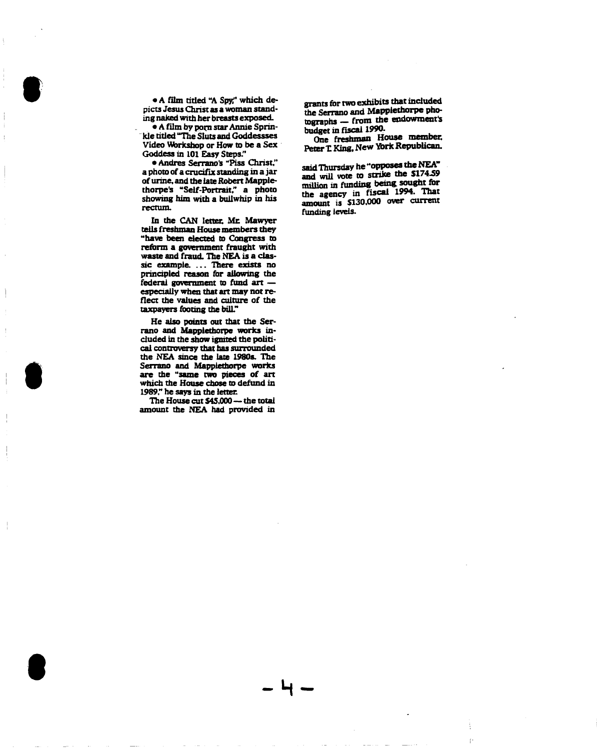- A film titled "A Spy," which depicts Jesus Christ as a woman standing naked with her breasts exposed.
- A film by porn star Annie Sprinkle titled "The Sluts and Goddessses Video Workshop or How to be a Sex Goddess in 101 Easy Steps."
- Andres Serrano's "Piss Christ," a photo of a crucifix standing in a jar of urine, and the late Robert Mapplethorpe's "Self-Portrait," a photo showing him with a bullwhip in his rectum.

In the CAN letter, Mr. Mawyer tells freshman House members they "have been elected to Congress to reform a government fraught with waste and fraud. The NEA is a classic example. ... There exists no principled reason for allowing the federal government to fund art — especially when that art may not reflect the values and culture of the taxpayers footing the bill."

He also points out that the Serrano and Mapplethorpe works included in the show ignited the political controversy that has surrounded the NEA since the late 1980s. The Serrano and Mapplethorpe works are the "same two pieces of art which the House chose to defund in 1989," he says in the letter.

The House cut $45,000 — the total amount the NEA had provided in grants for two exhibits that included the Serrano and Mapplethorpe photographs — from the endowment's budget in fiscal 1990.

One freshman House member, Peter T. King, New York Republican, said Thursday he "opposes the NEA" and will vote to strike the $174.59 million in funding being sought for the agency in fiscal 1994. That amount is $130,000 over current funding levels.